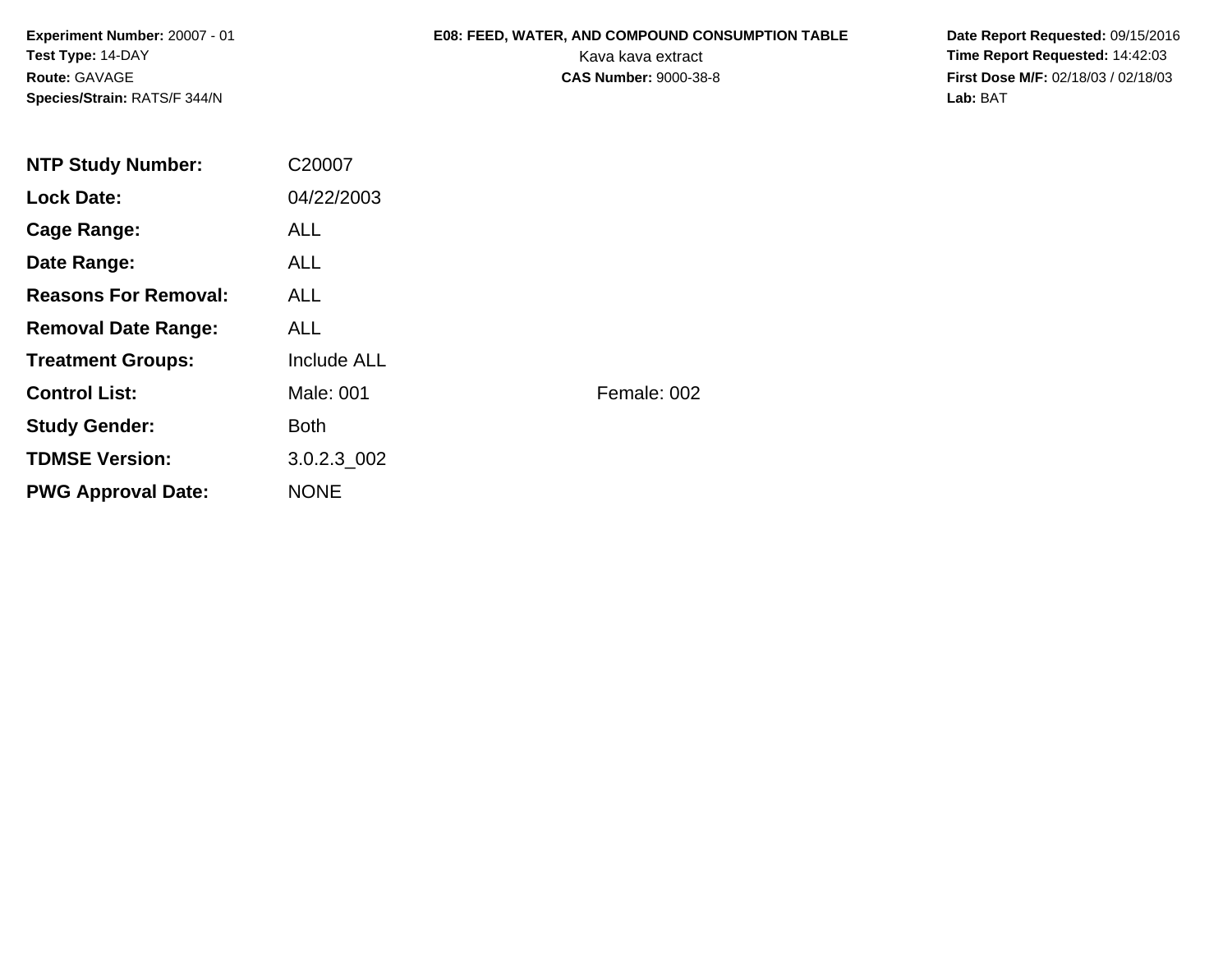**Experiment Number:** 20007 - 01
**Test Type:** 14-DAY
**Route:** GAVAGE
**Species/Strain:** RATS/F 344/N

**E08: FEED, WATER, AND COMPOUND CONSUMPTION TABLE**
Kava kava extract
**CAS Number:** 9000-38-8

**Date Report Requested:** 09/15/2016
**Time Report Requested:** 14:42:03
**First Dose M/F:** 02/18/03 / 02/18/03
**Lab:** BAT

| | | |
|---|---|---|
| **NTP Study Number:** | C20007 | |
| **Lock Date:** | 04/22/2003 | |
| **Cage Range:** | ALL | |
| **Date Range:** | ALL | |
| **Reasons For Removal:** | ALL | |
| **Removal Date Range:** | ALL | |
| **Treatment Groups:** | Include ALL | |
| **Control List:** | Male: 001 | Female: 002 |
| **Study Gender:** | Both | |
| **TDMSE Version:** | 3.0.2.3_002 | |
| **PWG Approval Date:** | NONE | |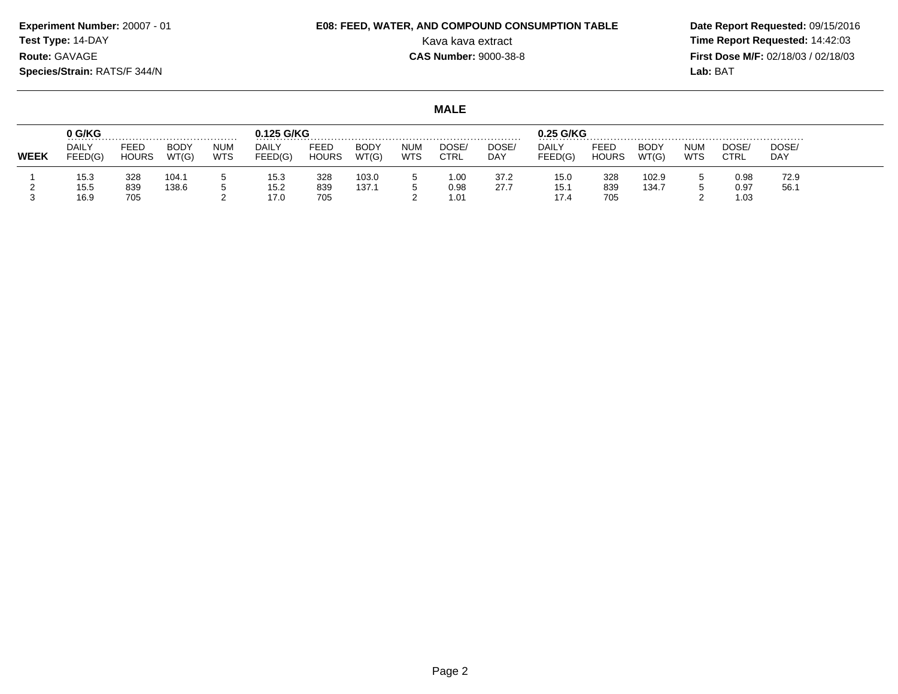**Experiment Number:** 20007 - 01
**Test Type:** 14-DAY
**Route:** GAVAGE
**Species/Strain:** RATS/F 344/N

**E08: FEED, WATER, AND COMPOUND CONSUMPTION TABLE**
Kava kava extract
**CAS Number:** 9000-38-8

**Date Report Requested:** 09/15/2016
**Time Report Requested:** 14:42:03
**First Dose M/F:** 02/18/03 / 02/18/03
**Lab:** BAT

## MALE

| | 0 G/KG | | | | 0.125 G/KG | | | | | | 0.25 G/KG | | | | | |
|---|---|---|---|---|---|---|---|---|---|---|---|---|---|---|---|---|
| **WEEK** | DAILY FEED(G) | FEED HOURS | BODY WT(G) | NUM WTS | DAILY FEED(G) | FEED HOURS | BODY WT(G) | NUM WTS | DOSE/ CTRL | DOSE/ DAY | DAILY FEED(G) | FEED HOURS | BODY WT(G) | NUM WTS | DOSE/ CTRL | DOSE/ DAY |
| 1 | 15.3 | 328 | 104.1 | 5 | 15.3 | 328 | 103.0 | 5 | 1.00 | 37.2 | 15.0 | 328 | 102.9 | 5 | 0.98 | 72.9 |
| 2 | 15.5 | 839 | 138.6 | 5 | 15.2 | 839 | 137.1 | 5 | 0.98 | 27.7 | 15.1 | 839 | 134.7 | 5 | 0.97 | 56.1 |
| 3 | 16.9 | 705 | | 2 | 17.0 | 705 | | 2 | 1.01 | | 17.4 | 705 | | 2 | 1.03 | |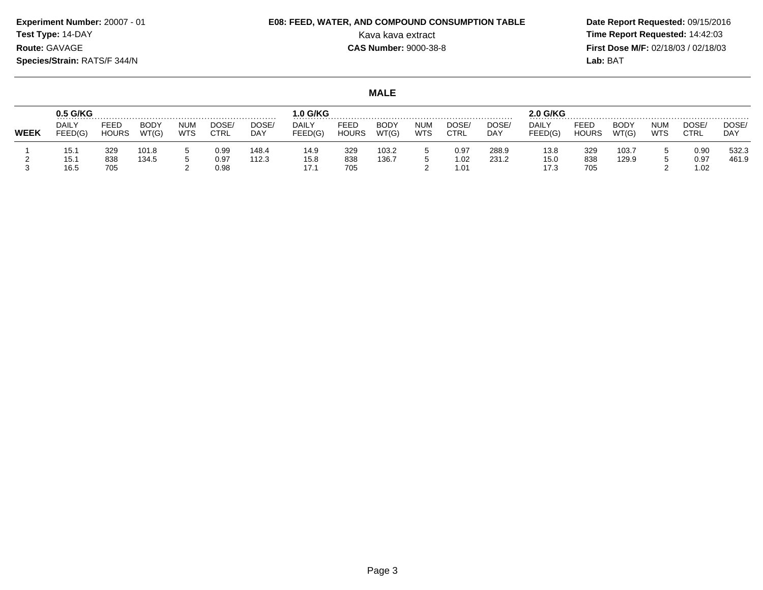**Experiment Number:** 20007 - 01
**Test Type:** 14-DAY
**Route:** GAVAGE
**Species/Strain:** RATS/F 344/N

**E08: FEED, WATER, AND COMPOUND CONSUMPTION TABLE**
Kava kava extract
**CAS Number:** 9000-38-8

**Date Report Requested:** 09/15/2016
**Time Report Requested:** 14:42:03
**First Dose M/F:** 02/18/03 / 02/18/03
**Lab:** BAT

## MALE

| | 0.5 G/KG | | | | | | 1.0 G/KG | | | | | | 2.0 G/KG | | | | | |
|---|---|---|---|---|---|---|---|---|---|---|---|---|---|---|---|---|---|---|
| WEEK | DAILY FEED(G) | FEED HOURS | BODY WT(G) | NUM WTS | DOSE/ CTRL | DOSE/ DAY | DAILY FEED(G) | FEED HOURS | BODY WT(G) | NUM WTS | DOSE/ CTRL | DOSE/ DAY | DAILY FEED(G) | FEED HOURS | BODY WT(G) | NUM WTS | DOSE/ CTRL | DOSE/ DAY |
| 1 | 15.1 | 329 | 101.8 | 5 | 0.99 | 148.4 | 14.9 | 329 | 103.2 | 5 | 0.97 | 288.9 | 13.8 | 329 | 103.7 | 5 | 0.90 | 532.3 |
| 2 | 15.1 | 838 | 134.5 | 5 | 0.97 | 112.3 | 15.8 | 838 | 136.7 | 5 | 1.02 | 231.2 | 15.0 | 838 | 129.9 | 5 | 0.97 | 461.9 |
| 3 | 16.5 | 705 | | 2 | 0.98 | | 17.1 | 705 | | 2 | 1.01 | | 17.3 | 705 | | 2 | 1.02 | |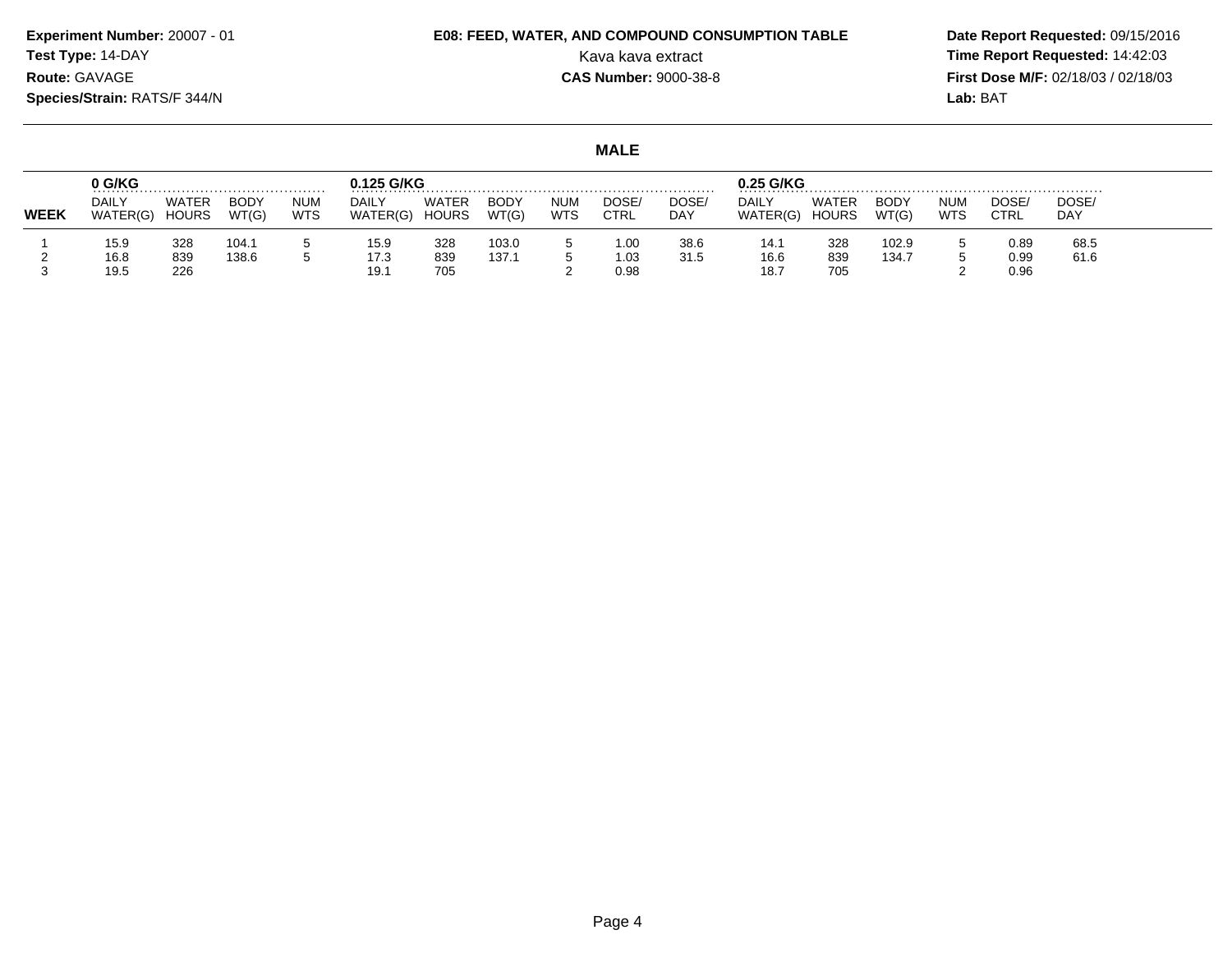**Experiment Number:** 20007 - 01
**Test Type:** 14-DAY
**Route:** GAVAGE
**Species/Strain:** RATS/F 344/N

**E08: FEED, WATER, AND COMPOUND CONSUMPTION TABLE**
Kava kava extract
**CAS Number:** 9000-38-8

**Date Report Requested:** 09/15/2016
**Time Report Requested:** 14:42:03
**First Dose M/F:** 02/18/03 / 02/18/03
**Lab:** BAT

## MALE

| | 0 G/KG | | | | 0.125 G/KG | | | | | | 0.25 G/KG | | | | | |
|---|---|---|---|---|---|---|---|---|---|---|---|---|---|---|---|---|
| WEEK | DAILY WATER(G) | WATER HOURS | BODY WT(G) | NUM WTS | DAILY WATER(G) | WATER HOURS | BODY WT(G) | NUM WTS | DOSE/ CTRL | DOSE/ DAY | DAILY WATER(G) | WATER HOURS | BODY WT(G) | NUM WTS | DOSE/ CTRL | DOSE/ DAY |
| 1 | 15.9 | 328 | 104.1 | 5 | 15.9 | 328 | 103.0 | 5 | 1.00 | 38.6 | 14.1 | 328 | 102.9 | 5 | 0.89 | 68.5 |
| 2 | 16.8 | 839 | 138.6 | 5 | 17.3 | 839 | 137.1 | 5 | 1.03 | 31.5 | 16.6 | 839 | 134.7 | 5 | 0.99 | 61.6 |
| 3 | 19.5 | 226 | | | 19.1 | 705 | | 2 | 0.98 | | 18.7 | 705 | | 2 | 0.96 | |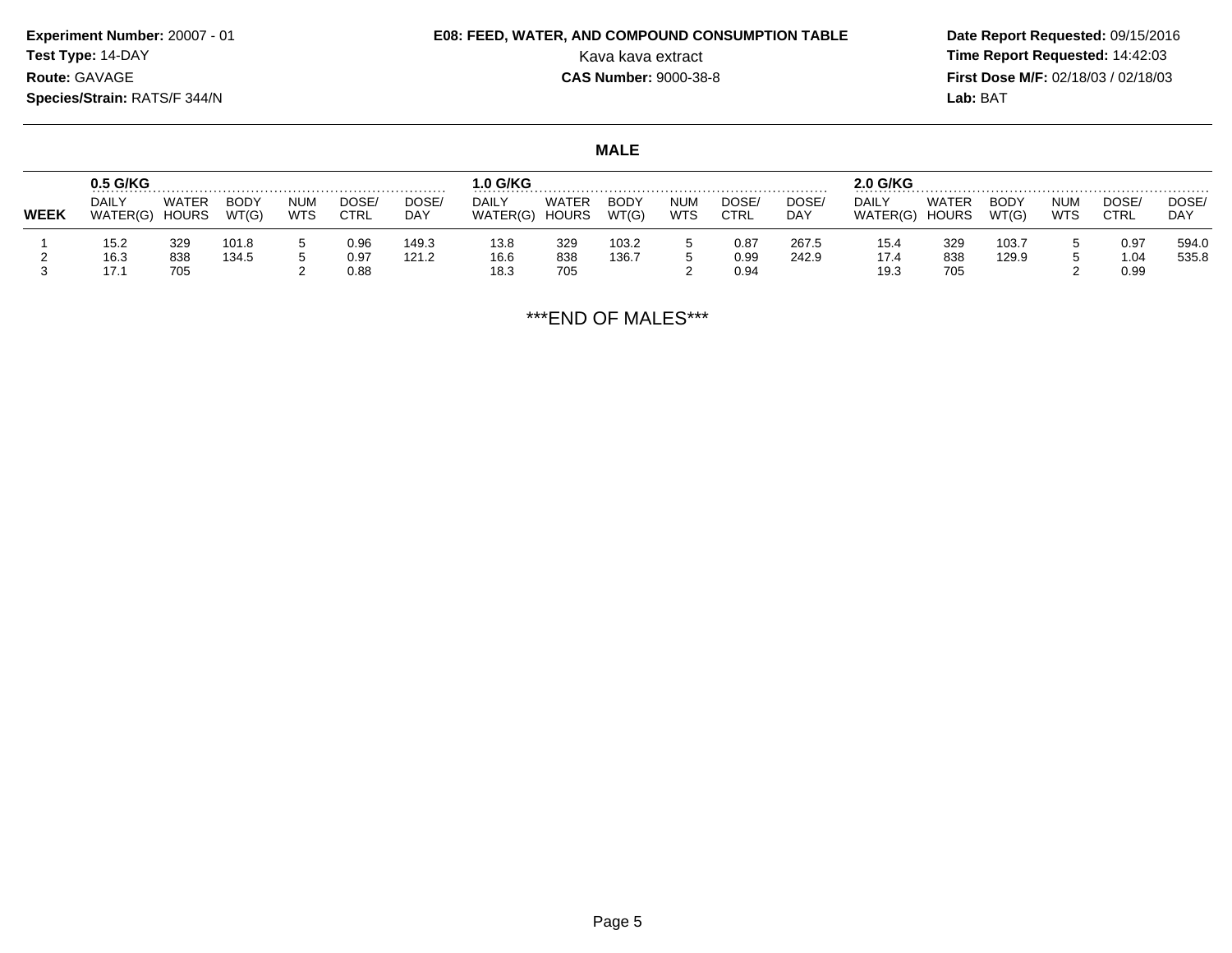**Experiment Number:** 20007 - 01
**Test Type:** 14-DAY
**Route:** GAVAGE
**Species/Strain:** RATS/F 344/N

**E08: FEED, WATER, AND COMPOUND CONSUMPTION TABLE**
Kava kava extract
**CAS Number:** 9000-38-8

**Date Report Requested:** 09/15/2016
**Time Report Requested:** 14:42:03
**First Dose M/F:** 02/18/03 / 02/18/03
**Lab:** BAT

## MALE

| WEEK | 0.5 G/KG | | | | | | 1.0 G/KG | | | | | | 2.0 G/KG | | | | | |
|---|---|---|---|---|---|---|---|---|---|---|---|---|---|---|---|---|---|---|
| | DAILY WATER(G) | WATER HOURS | BODY WT(G) | NUM WTS | DOSE/ CTRL | DOSE/ DAY | DAILY WATER(G) | WATER HOURS | BODY WT(G) | NUM WTS | DOSE/ CTRL | DOSE/ DAY | DAILY WATER(G) | WATER HOURS | BODY WT(G) | NUM WTS | DOSE/ CTRL | DOSE/ DAY |
| 1 | 15.2 | 329 | 101.8 | 5 | 0.96 | 149.3 | 13.8 | 329 | 103.2 | 5 | 0.87 | 267.5 | 15.4 | 329 | 103.7 | 5 | 0.97 | 594.0 |
| 2 | 16.3 | 838 | 134.5 | 5 | 0.97 | 121.2 | 16.6 | 838 | 136.7 | 5 | 0.99 | 242.9 | 17.4 | 838 | 129.9 | 5 | 1.04 | 535.8 |
| 3 | 17.1 | 705 | | 2 | 0.88 | | 18.3 | 705 | | 2 | 0.94 | | 19.3 | 705 | | 2 | 0.99 | |

***END OF MALES***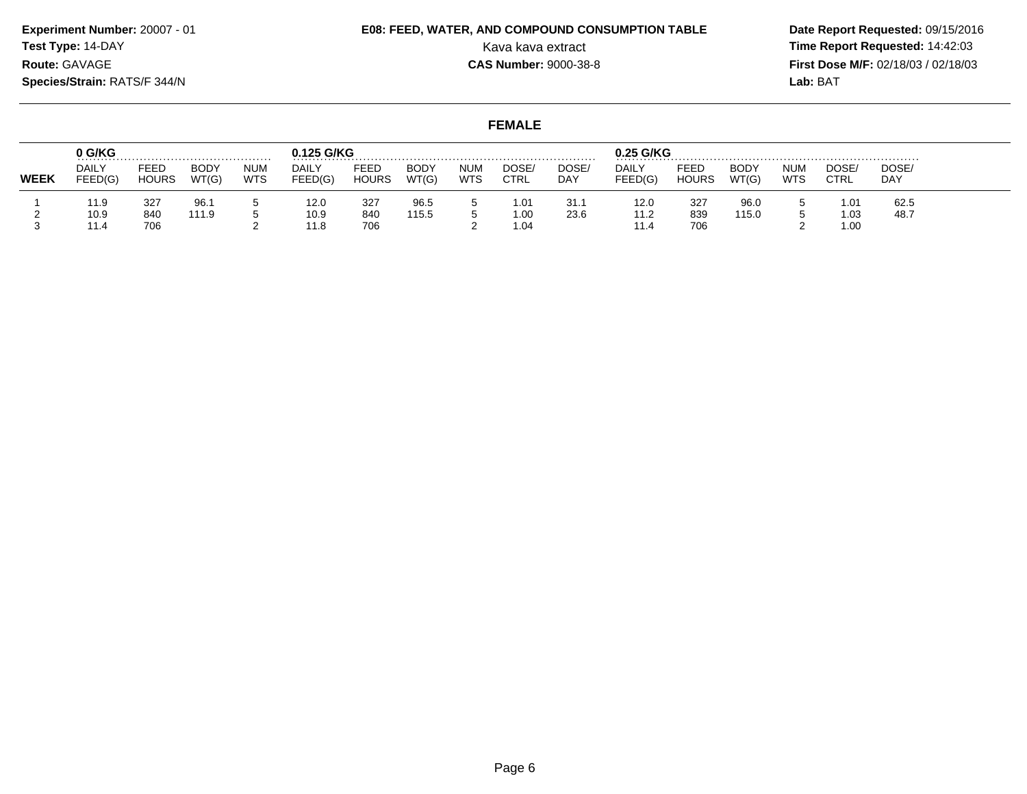**Experiment Number:** 20007 - 01
**Test Type:** 14-DAY
**Route:** GAVAGE
**Species/Strain:** RATS/F 344/N

**E08: FEED, WATER, AND COMPOUND CONSUMPTION TABLE**
Kava kava extract
**CAS Number:** 9000-38-8

**Date Report Requested:** 09/15/2016
**Time Report Requested:** 14:42:03
**First Dose M/F:** 02/18/03 / 02/18/03
**Lab:** BAT

## FEMALE

| | 0 G/KG | | | | 0.125 G/KG | | | | | | 0.25 G/KG | | | | | |
|---|---|---|---|---|---|---|---|---|---|---|---|---|---|---|---|---|
| WEEK | DAILY FEED(G) | FEED HOURS | BODY WT(G) | NUM WTS | DAILY FEED(G) | FEED HOURS | BODY WT(G) | NUM WTS | DOSE/ CTRL | DOSE/ DAY | DAILY FEED(G) | FEED HOURS | BODY WT(G) | NUM WTS | DOSE/ CTRL | DOSE/ DAY |
| 1 | 11.9 | 327 | 96.1 | 5 | 12.0 | 327 | 96.5 | 5 | 1.01 | 31.1 | 12.0 | 327 | 96.0 | 5 | 1.01 | 62.5 |
| 2 | 10.9 | 840 | 111.9 | 5 | 10.9 | 840 | 115.5 | 5 | 1.00 | 23.6 | 11.2 | 839 | 115.0 | 5 | 1.03 | 48.7 |
| 3 | 11.4 | 706 | | 2 | 11.8 | 706 | | 2 | 1.04 | | 11.4 | 706 | | 2 | 1.00 | |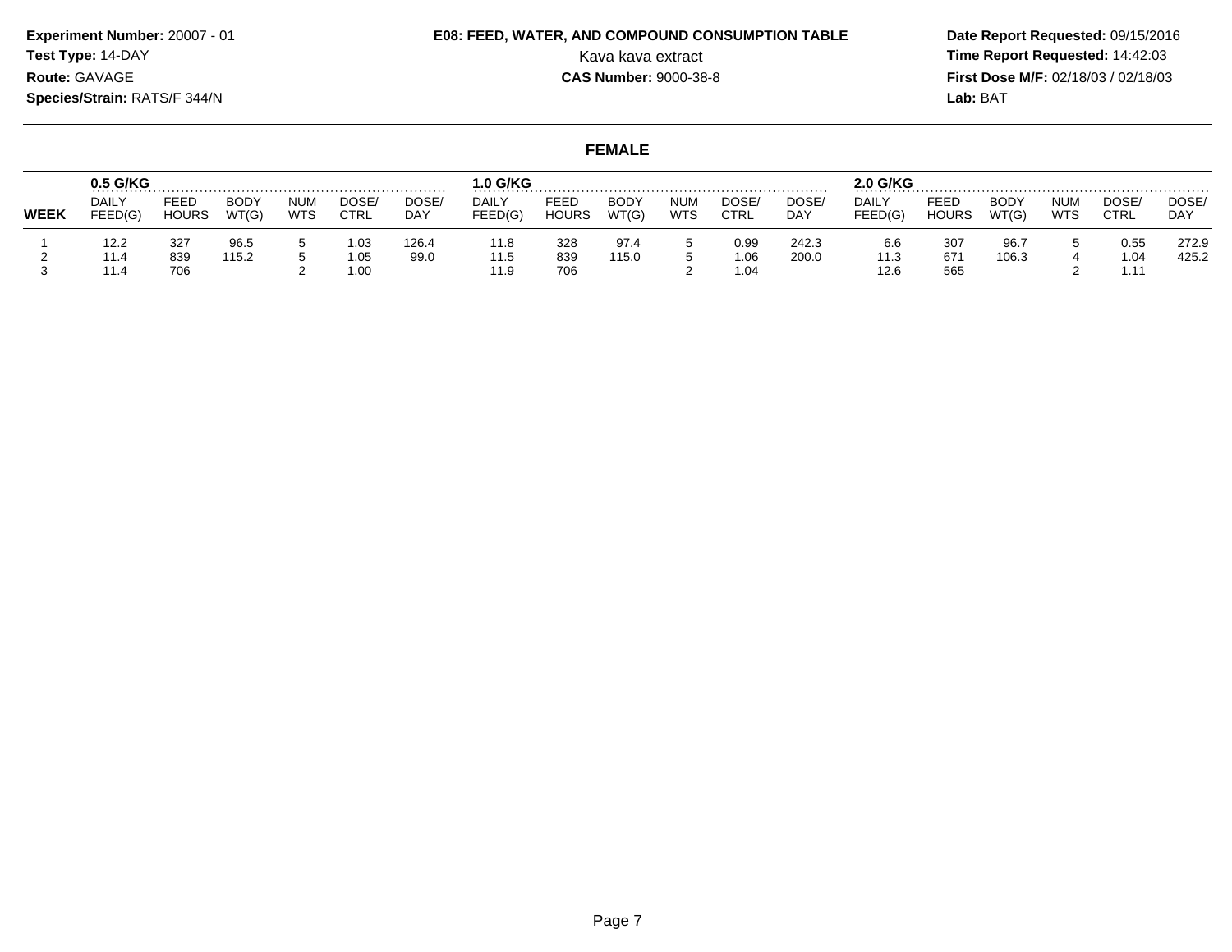**Experiment Number:** 20007 - 01
**Test Type:** 14-DAY
**Route:** GAVAGE
**Species/Strain:** RATS/F 344/N

**E08: FEED, WATER, AND COMPOUND CONSUMPTION TABLE**
Kava kava extract
**CAS Number:** 9000-38-8

**Date Report Requested:** 09/15/2016
**Time Report Requested:** 14:42:03
**First Dose M/F:** 02/18/03 / 02/18/03
**Lab:** BAT

## FEMALE

| | 0.5 G/KG | | | | | | 1.0 G/KG | | | | | | 2.0 G/KG | | | | | |
|---|---|---|---|---|---|---|---|---|---|---|---|---|---|---|---|---|---|---|
| WEEK | DAILY FEED(G) | FEED HOURS | BODY WT(G) | NUM WTS | DOSE/ CTRL | DOSE/ DAY | DAILY FEED(G) | FEED HOURS | BODY WT(G) | NUM WTS | DOSE/ CTRL | DOSE/ DAY | DAILY FEED(G) | FEED HOURS | BODY WT(G) | NUM WTS | DOSE/ CTRL | DOSE/ DAY |
| 1 | 12.2 | 327 | 96.5 | 5 | 1.03 | 126.4 | 11.8 | 328 | 97.4 | 5 | 0.99 | 242.3 | 6.6 | 307 | 96.7 | 5 | 0.55 | 272.9 |
| 2 | 11.4 | 839 | 115.2 | 5 | 1.05 | 99.0 | 11.5 | 839 | 115.0 | 5 | 1.06 | 200.0 | 11.3 | 671 | 106.3 | 4 | 1.04 | 425.2 |
| 3 | 11.4 | 706 | | 2 | 1.00 | | 11.9 | 706 | | 2 | 1.04 | | 12.6 | 565 | | 2 | 1.11 | |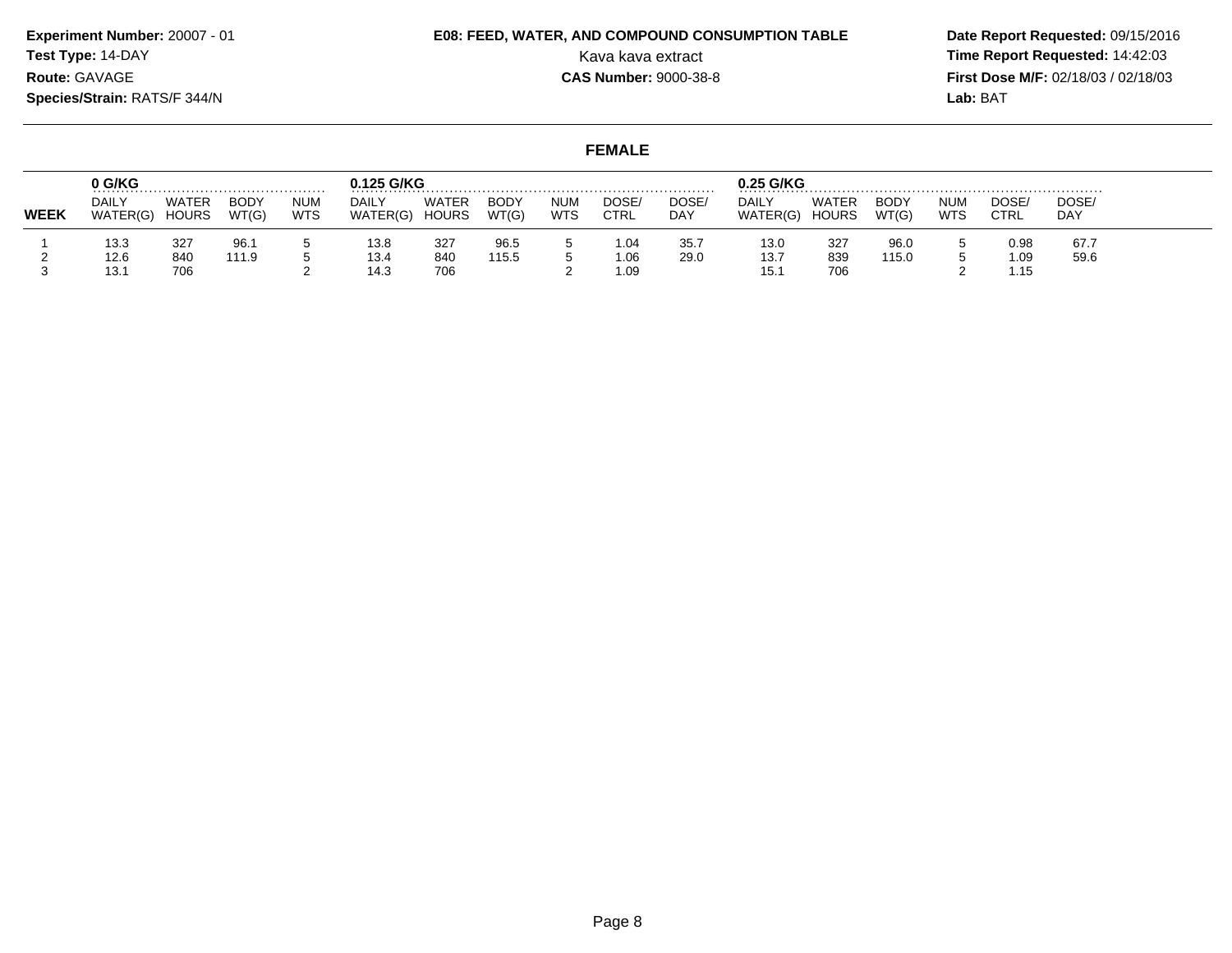**Experiment Number:** 20007 - 01
**Test Type:** 14-DAY
**Route:** GAVAGE
**Species/Strain:** RATS/F 344/N

**E08: FEED, WATER, AND COMPOUND CONSUMPTION TABLE**
Kava kava extract
**CAS Number:** 9000-38-8

**Date Report Requested:** 09/15/2016
**Time Report Requested:** 14:42:03
**First Dose M/F:** 02/18/03 / 02/18/03
**Lab:** BAT

## FEMALE

| | 0 G/KG | | | | 0.125 G/KG | | | | | | 0.25 G/KG | | | | | |
|---|---|---|---|---|---|---|---|---|---|---|---|---|---|---|---|---|
| WEEK | DAILY WATER(G) | WATER HOURS | BODY WT(G) | NUM WTS | DAILY WATER(G) | WATER HOURS | BODY WT(G) | NUM WTS | DOSE/ CTRL | DOSE/ DAY | DAILY WATER(G) | WATER HOURS | BODY WT(G) | NUM WTS | DOSE/ CTRL | DOSE/ DAY |
| 1 | 13.3 | 327 | 96.1 | 5 | 13.8 | 327 | 96.5 | 5 | 1.04 | 35.7 | 13.0 | 327 | 96.0 | 5 | 0.98 | 67.7 |
| 2 | 12.6 | 840 | 111.9 | 5 | 13.4 | 840 | 115.5 | 5 | 1.06 | 29.0 | 13.7 | 839 | 115.0 | 5 | 1.09 | 59.6 |
| 3 | 13.1 | 706 | | 2 | 14.3 | 706 | | 2 | 1.09 | | 15.1 | 706 | | 2 | 1.15 | |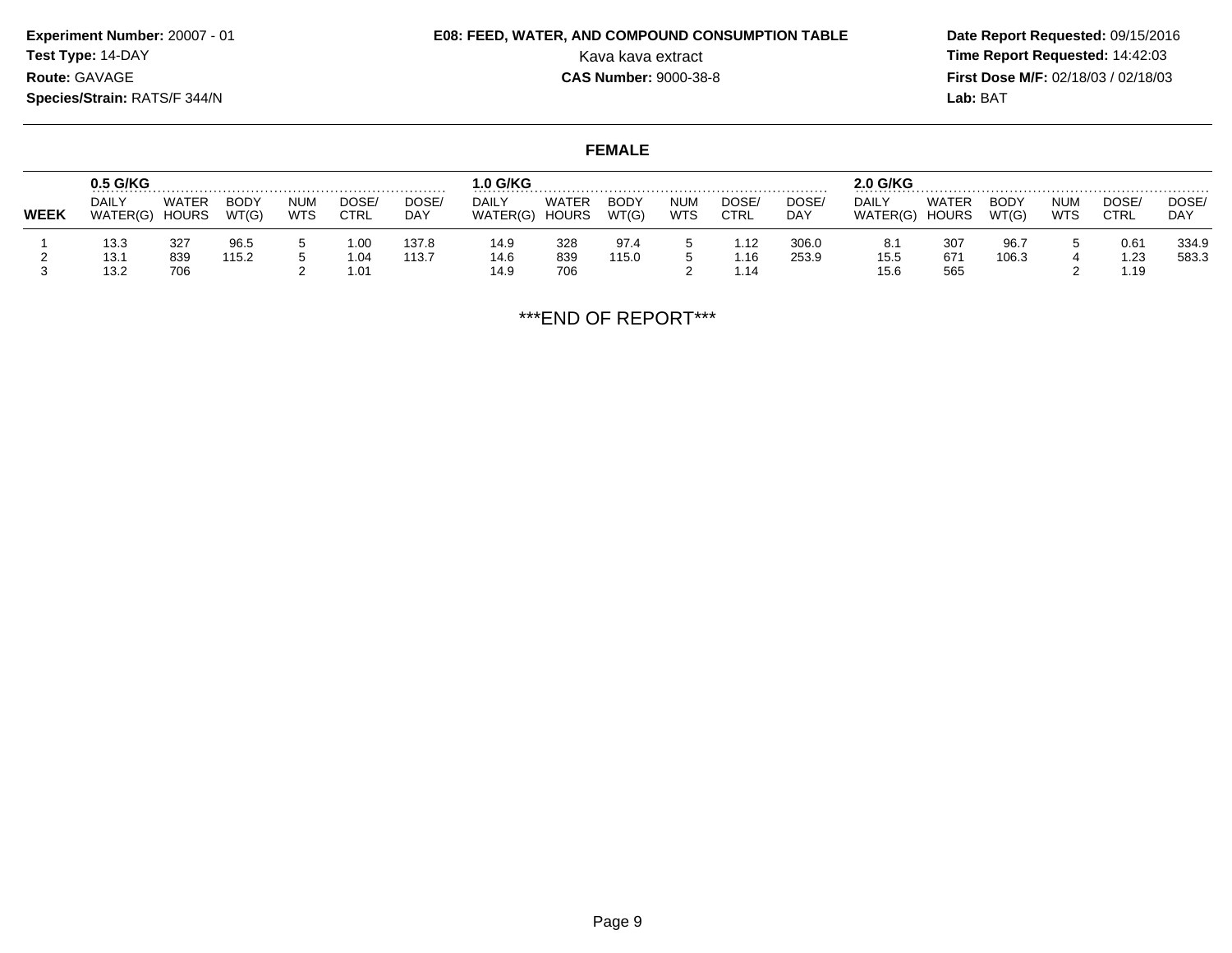**Experiment Number:** 20007 - 01
**Test Type:** 14-DAY
**Route:** GAVAGE
**Species/Strain:** RATS/F 344/N

**E08: FEED, WATER, AND COMPOUND CONSUMPTION TABLE**
Kava kava extract
**CAS Number:** 9000-38-8

**Date Report Requested:** 09/15/2016
**Time Report Requested:** 14:42:03
**First Dose M/F:** 02/18/03 / 02/18/03
**Lab:** BAT

## FEMALE

| | 0.5 G/KG | | | | | | 1.0 G/KG | | | | | | 2.0 G/KG | | | | | |
|---|---|---|---|---|---|---|---|---|---|---|---|---|---|---|---|---|---|---|
| WEEK | DAILY WATER(G) | WATER HOURS | BODY WT(G) | NUM WTS | DOSE/ CTRL | DOSE/ DAY | DAILY WATER(G) | WATER HOURS | BODY WT(G) | NUM WTS | DOSE/ CTRL | DOSE/ DAY | DAILY WATER(G) | WATER HOURS | BODY WT(G) | NUM WTS | DOSE/ CTRL | DOSE/ DAY |
| 1 | 13.3 | 327 | 96.5 | 5 | 1.00 | 137.8 | 14.9 | 328 | 97.4 | 5 | 1.12 | 306.0 | 8.1 | 307 | 96.7 | 5 | 0.61 | 334.9 |
| 2 | 13.1 | 839 | 115.2 | 5 | 1.04 | 113.7 | 14.6 | 839 | 115.0 | 5 | 1.16 | 253.9 | 15.5 | 671 | 106.3 | 4 | 1.23 | 583.3 |
| 3 | 13.2 | 706 | | 2 | 1.01 | | 14.9 | 706 | | 2 | 1.14 | | 15.6 | 565 | | 2 | 1.19 | |

***END OF REPORT***